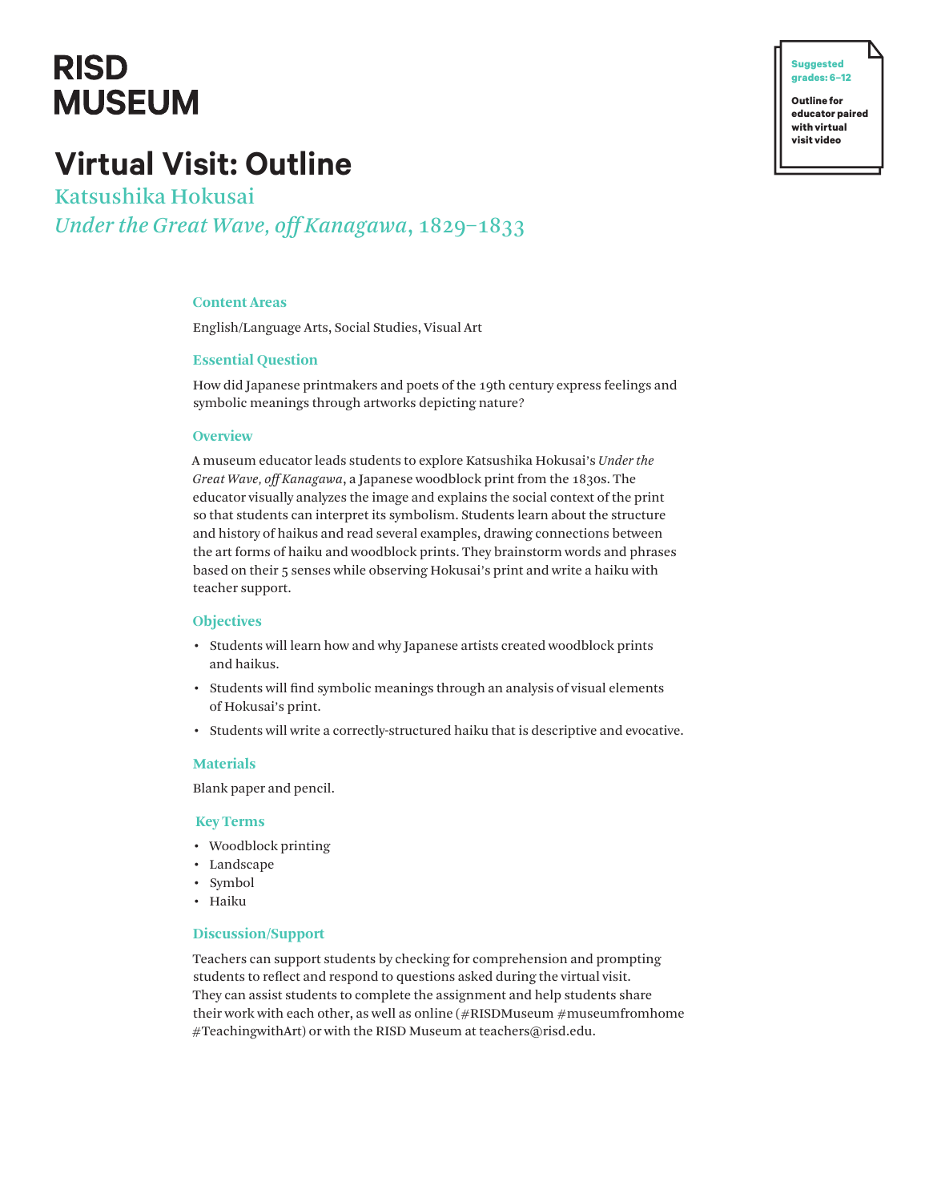RISD MUSEUM

**Suggested grades: 6–12**

**Outline for educator paired with virtual visit video**

# Virtual Visit: Outline

## Katsushika Hokusai
## *Under the Great Wave, off Kanagawa*, 1829–1833

### Content Areas

English/Language Arts, Social Studies, Visual Art

### Essential Question

How did Japanese printmakers and poets of the 19th century express feelings and symbolic meanings through artworks depicting nature?

### Overview

A museum educator leads students to explore Katsushika Hokusai's *Under the Great Wave, off Kanagawa*, a Japanese woodblock print from the 1830s. The educator visually analyzes the image and explains the social context of the print so that students can interpret its symbolism. Students learn about the structure and history of haikus and read several examples, drawing connections between the art forms of haiku and woodblock prints. They brainstorm words and phrases based on their 5 senses while observing Hokusai's print and write a haiku with teacher support.

### Objectives

- Students will learn how and why Japanese artists created woodblock prints and haikus.
- Students will find symbolic meanings through an analysis of visual elements of Hokusai's print.
- Students will write a correctly-structured haiku that is descriptive and evocative.

### Materials

Blank paper and pencil.

### Key Terms

- Woodblock printing
- Landscape
- Symbol
- Haiku

### Discussion/Support

Teachers can support students by checking for comprehension and prompting students to reflect and respond to questions asked during the virtual visit. They can assist students to complete the assignment and help students share their work with each other, as well as online (#RISDMuseum #museumfromhome #TeachingwithArt) or with the RISD Museum at teachers@risd.edu.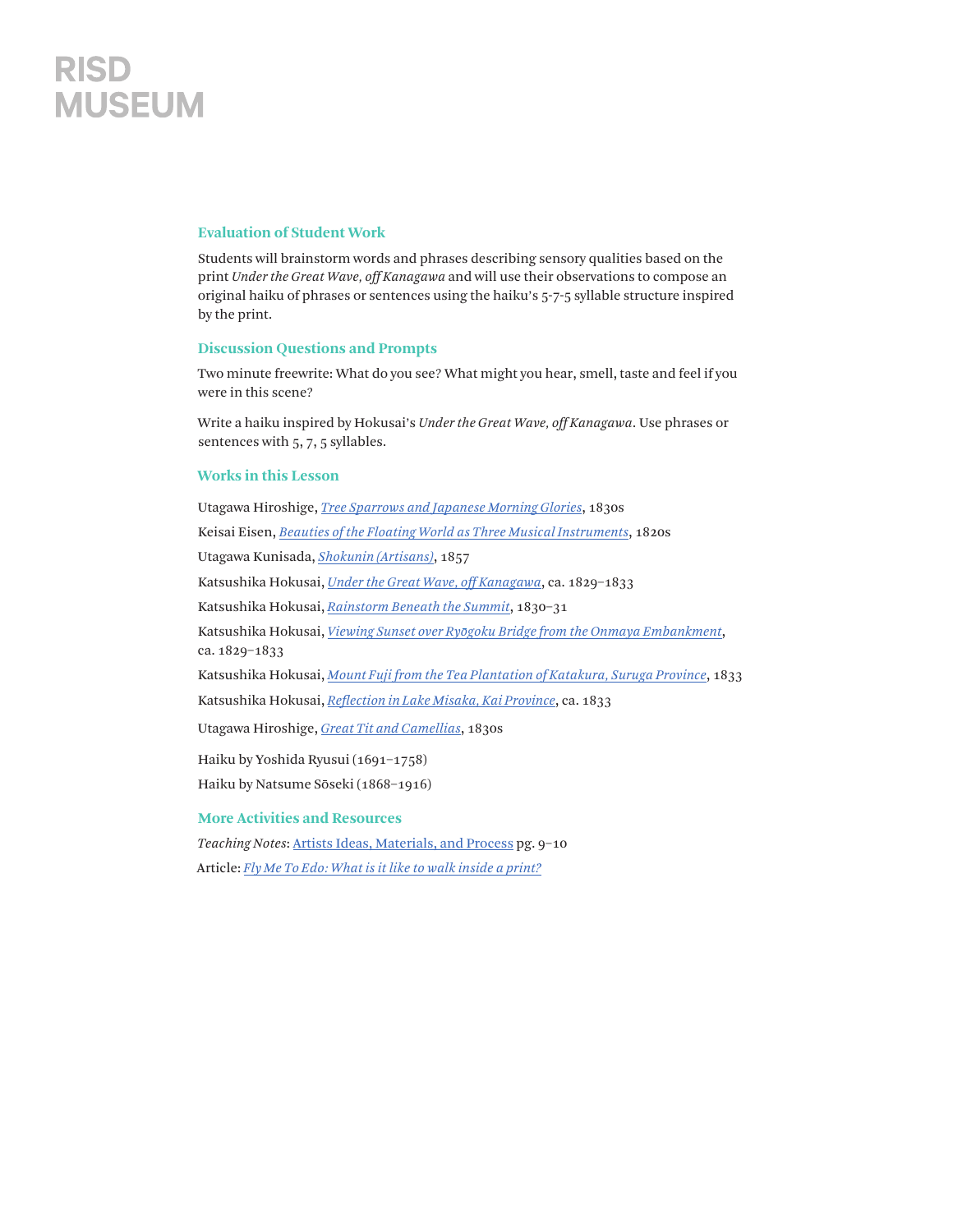RISD MUSEUM

## Evaluation of Student Work

Students will brainstorm words and phrases describing sensory qualities based on the print *Under the Great Wave, off Kanagawa* and will use their observations to compose an original haiku of phrases or sentences using the haiku's 5-7-5 syllable structure inspired by the print.

## Discussion Questions and Prompts

Two minute freewrite: What do you see? What might you hear, smell, taste and feel if you were in this scene?

Write a haiku inspired by Hokusai's *Under the Great Wave, off Kanagawa*. Use phrases or sentences with 5, 7, 5 syllables.

## Works in this Lesson

Utagawa Hiroshige, *Tree Sparrows and Japanese Morning Glories*, 1830s

Keisai Eisen, *Beauties of the Floating World as Three Musical Instruments*, 1820s

Utagawa Kunisada, *Shokunin (Artisans)*, 1857

Katsushika Hokusai, *Under the Great Wave, off Kanagawa*, ca. 1829–1833

Katsushika Hokusai, *Rainstorm Beneath the Summit*, 1830–31

Katsushika Hokusai, *Viewing Sunset over Ryōgoku Bridge from the Onmaya Embankment*, ca. 1829–1833

Katsushika Hokusai, *Mount Fuji from the Tea Plantation of Katakura, Suruga Province*, 1833

Katsushika Hokusai, *Reflection in Lake Misaka, Kai Province*, ca. 1833

Utagawa Hiroshige, *Great Tit and Camellias*, 1830s

Haiku by Yoshida Ryusui (1691–1758)

Haiku by Natsume Sōseki (1868–1916)

## More Activities and Resources

*Teaching Notes*: Artists Ideas, Materials, and Process pg. 9–10

Article: *Fly Me To Edo: What is it like to walk inside a print?*